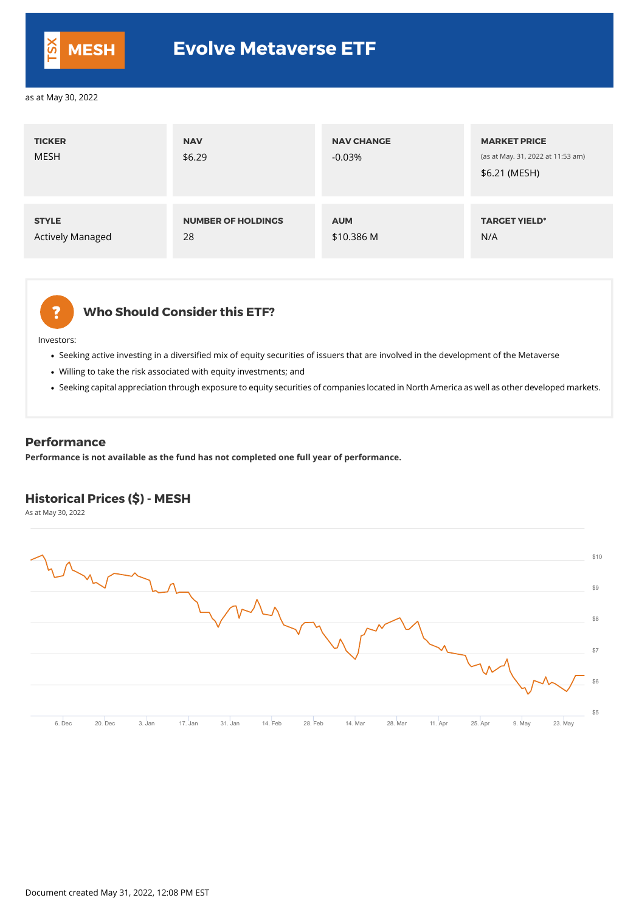# TSX MESH — Evolve Metaverse ETF

as at May 30, 2022

| TICKER | NAV | NAV CHANGE | MARKET PRICE |
|---|---|---|---|
| MESH | $6.29 | -0.03% | (as at May. 31, 2022 at 11:53 am) $6.21 (MESH) |

| STYLE | NUMBER OF HOLDINGS | AUM | TARGET YIELD* |
|---|---|---|---|
| Actively Managed | 28 | $10.386 M | N/A |

## Who Should Consider this ETF?

Investors:

- Seeking active investing in a diversified mix of equity securities of issuers that are involved in the development of the Metaverse
- Willing to take the risk associated with equity investments; and
- Seeking capital appreciation through exposure to equity securities of companies located in North America as well as other developed markets.

## Performance

**Performance is not available as the fund has not completed one full year of performance.**

## Historical Prices ($) - MESH

As at May 30, 2022

Document created May 31, 2022, 12:08 PM EST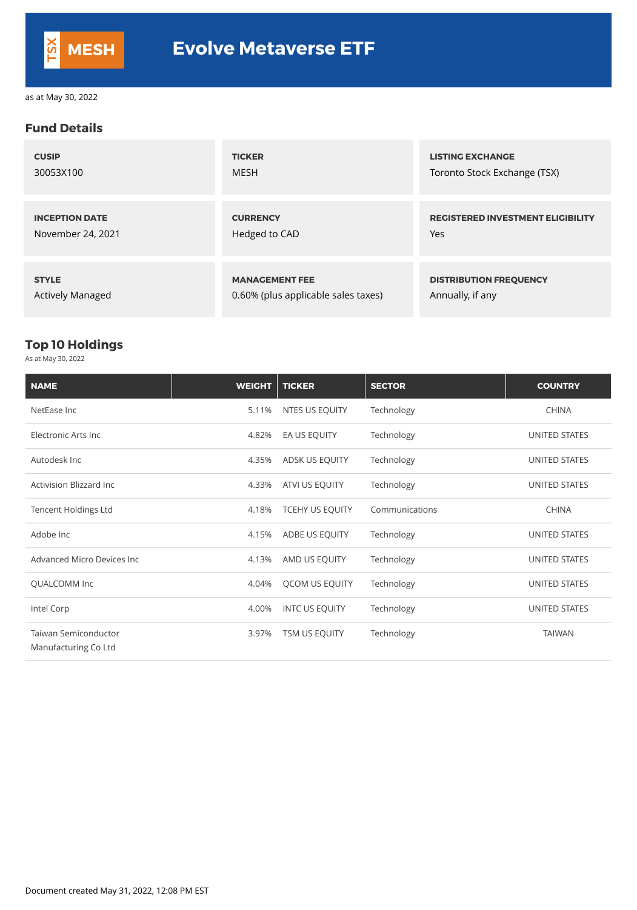# Evolve Metaverse ETF

TSX MESH

as at May 30, 2022

## Fund Details

| CUSIP | TICKER | LISTING EXCHANGE |
|---|---|---|
| 30053X100 | MESH | Toronto Stock Exchange (TSX) |
| **INCEPTION DATE** | **CURRENCY** | **REGISTERED INVESTMENT ELIGIBILITY** |
| November 24, 2021 | Hedged to CAD | Yes |
| **STYLE** | **MANAGEMENT FEE** | **DISTRIBUTION FREQUENCY** |
| Actively Managed | 0.60% (plus applicable sales taxes) | Annually, if any |

## Top 10 Holdings

As at May 30, 2022

| NAME | WEIGHT | TICKER | SECTOR | COUNTRY |
|---|---|---|---|---|
| NetEase Inc | 5.11% | NTES US EQUITY | Technology | CHINA |
| Electronic Arts Inc | 4.82% | EA US EQUITY | Technology | UNITED STATES |
| Autodesk Inc | 4.35% | ADSK US EQUITY | Technology | UNITED STATES |
| Activision Blizzard Inc | 4.33% | ATVI US EQUITY | Technology | UNITED STATES |
| Tencent Holdings Ltd | 4.18% | TCEHY US EQUITY | Communications | CHINA |
| Adobe Inc | 4.15% | ADBE US EQUITY | Technology | UNITED STATES |
| Advanced Micro Devices Inc | 4.13% | AMD US EQUITY | Technology | UNITED STATES |
| QUALCOMM Inc | 4.04% | QCOM US EQUITY | Technology | UNITED STATES |
| Intel Corp | 4.00% | INTC US EQUITY | Technology | UNITED STATES |
| Taiwan Semiconductor Manufacturing Co Ltd | 3.97% | TSM US EQUITY | Technology | TAIWAN |

Document created May 31, 2022, 12:08 PM EST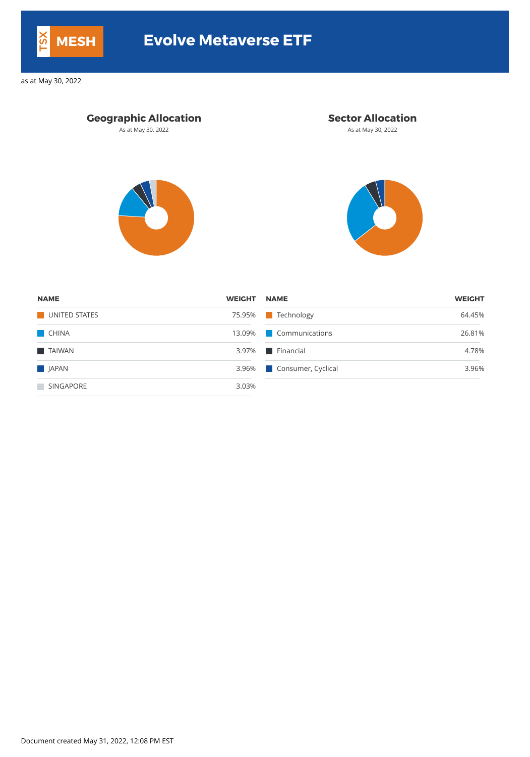TSX **MESH**

# Evolve Metaverse ETF

as at May 30, 2022

## Geographic Allocation

As at May 30, 2022

| NAME | WEIGHT |
|---|---|
| UNITED STATES | 75.95% |
| CHINA | 13.09% |
| TAIWAN | 3.97% |
| JAPAN | 3.96% |
| SINGAPORE | 3.03% |

## Sector Allocation

As at May 30, 2022

| NAME | WEIGHT |
|---|---|
| Technology | 64.45% |
| Communications | 26.81% |
| Financial | 4.78% |
| Consumer, Cyclical | 3.96% |

Document created May 31, 2022, 12:08 PM EST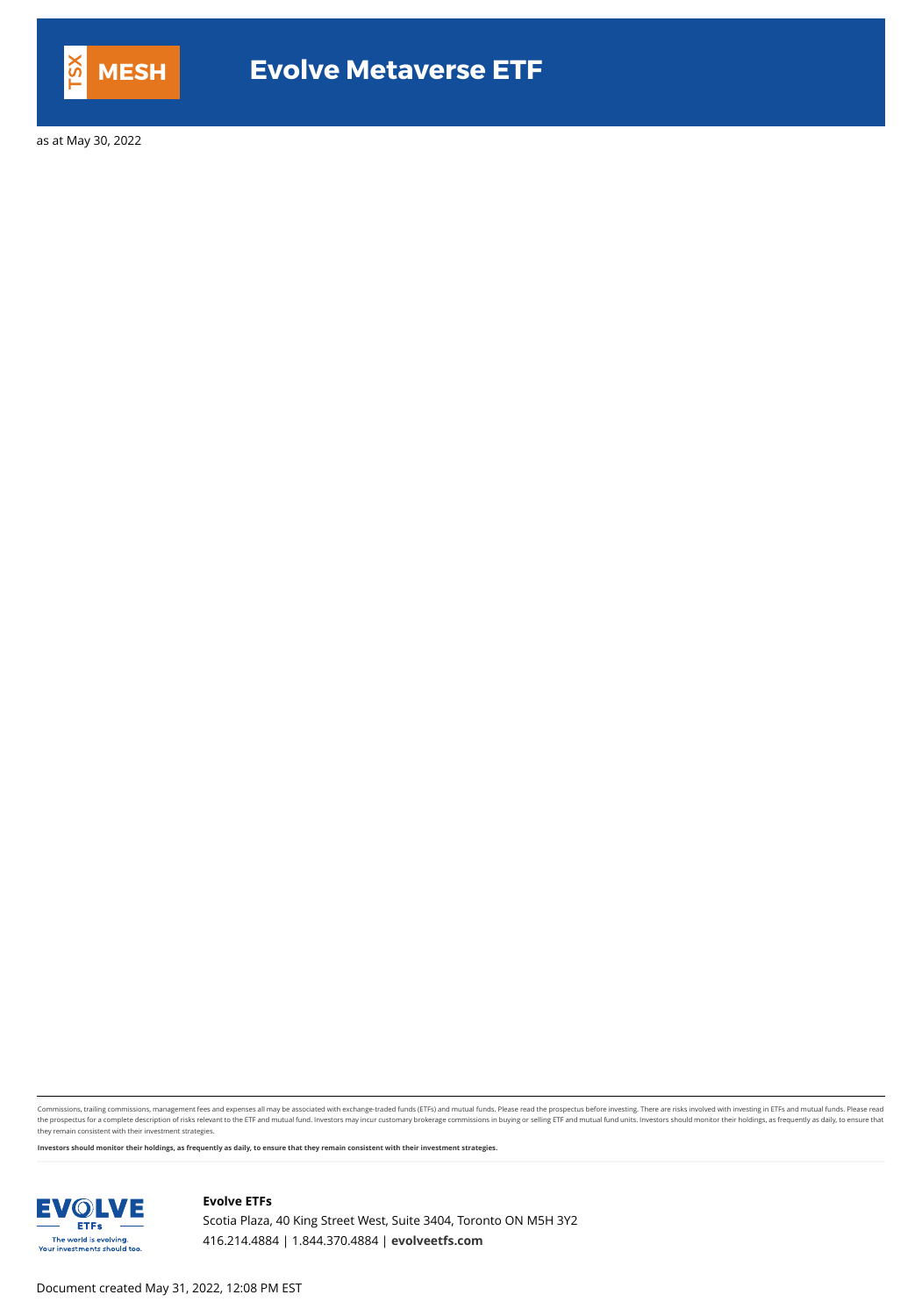TSX **MESH**

# Evolve Metaverse ETF

as at May 30, 2022

Commissions, trailing commissions, management fees and expenses all may be associated with exchange-traded funds (ETFs) and mutual funds. Please read the prospectus before investing. There are risks involved with investing in ETFs and mutual funds. Please read the prospectus for a complete description of risks relevant to the ETF and mutual fund. Investors may incur customary brokerage commissions in buying or selling ETF and mutual fund units. Investors should monitor their holdings, as frequently as daily, to ensure that they remain consistent with their investment strategies.

**Investors should monitor their holdings, as frequently as daily, to ensure that they remain consistent with their investment strategies.**

EVOLVE ETFs
The world is evolving. Your investments should too.

**Evolve ETFs**
Scotia Plaza, 40 King Street West, Suite 3404, Toronto ON M5H 3Y2
416.214.4884 | 1.844.370.4884 | **evolveetfs.com**

Document created May 31, 2022, 12:08 PM EST